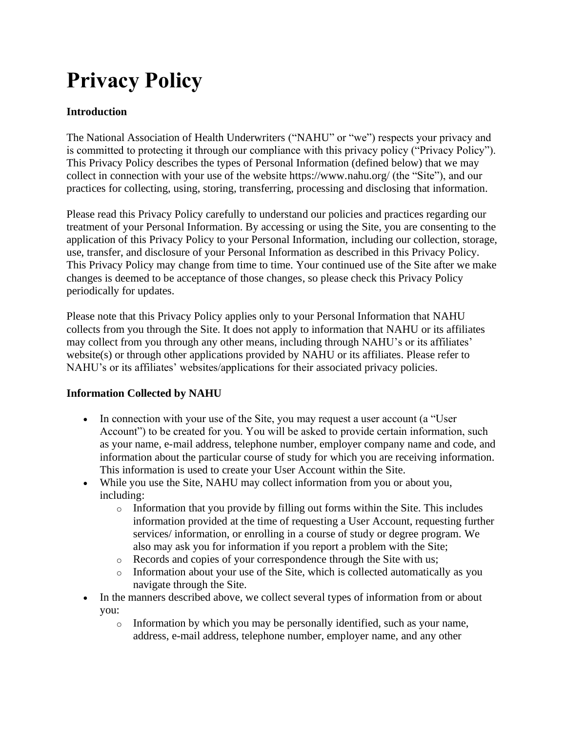# Privacy Policy

**Introduction**

The National Association of Health Underwriters ("NAHU" or "we") respects your privacy and is committed to protecting it through our compliance with this privacy policy ("Privacy Policy"). This Privacy Policy describes the types of Personal Information (defined below) that we may collect in connection with your use of the website https://www.nahu.org/ (the "Site"), and our practices for collecting, using, storing, transferring, processing and disclosing that information.

Please read this Privacy Policy carefully to understand our policies and practices regarding our treatment of your Personal Information. By accessing or using the Site, you are consenting to the application of this Privacy Policy to your Personal Information, including our collection, storage, use, transfer, and disclosure of your Personal Information as described in this Privacy Policy. This Privacy Policy may change from time to time. Your continued use of the Site after we make changes is deemed to be acceptance of those changes, so please check this Privacy Policy periodically for updates.

Please note that this Privacy Policy applies only to your Personal Information that NAHU collects from you through the Site. It does not apply to information that NAHU or its affiliates may collect from you through any other means, including through NAHU's or its affiliates' website(s) or through other applications provided by NAHU or its affiliates. Please refer to NAHU's or its affiliates' websites/applications for their associated privacy policies.

**Information Collected by NAHU**

- In connection with your use of the Site, you may request a user account (a "User Account") to be created for you. You will be asked to provide certain information, such as your name, e-mail address, telephone number, employer company name and code, and information about the particular course of study for which you are receiving information. This information is used to create your User Account within the Site.
- While you use the Site, NAHU may collect information from you or about you, including:
  - Information that you provide by filling out forms within the Site. This includes information provided at the time of requesting a User Account, requesting further services/ information, or enrolling in a course of study or degree program. We also may ask you for information if you report a problem with the Site;
  - Records and copies of your correspondence through the Site with us;
  - Information about your use of the Site, which is collected automatically as you navigate through the Site.
- In the manners described above, we collect several types of information from or about you:
  - Information by which you may be personally identified, such as your name, address, e-mail address, telephone number, employer name, and any other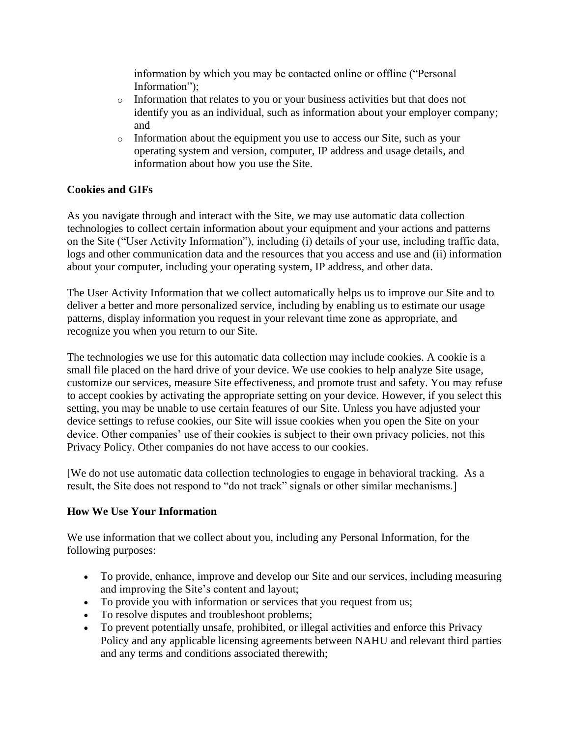information by which you may be contacted online or offline ("Personal Information");

  - Information that relates to you or your business activities but that does not identify you as an individual, such as information about your employer company; and
  - Information about the equipment you use to access our Site, such as your operating system and version, computer, IP address and usage details, and information about how you use the Site.

**Cookies and GIFs**

As you navigate through and interact with the Site, we may use automatic data collection technologies to collect certain information about your equipment and your actions and patterns on the Site ("User Activity Information"), including (i) details of your use, including traffic data, logs and other communication data and the resources that you access and use and (ii) information about your computer, including your operating system, IP address, and other data.

The User Activity Information that we collect automatically helps us to improve our Site and to deliver a better and more personalized service, including by enabling us to estimate our usage patterns, display information you request in your relevant time zone as appropriate, and recognize you when you return to our Site.

The technologies we use for this automatic data collection may include cookies. A cookie is a small file placed on the hard drive of your device. We use cookies to help analyze Site usage, customize our services, measure Site effectiveness, and promote trust and safety. You may refuse to accept cookies by activating the appropriate setting on your device. However, if you select this setting, you may be unable to use certain features of our Site. Unless you have adjusted your device settings to refuse cookies, our Site will issue cookies when you open the Site on your device. Other companies' use of their cookies is subject to their own privacy policies, not this Privacy Policy. Other companies do not have access to our cookies.

[We do not use automatic data collection technologies to engage in behavioral tracking. As a result, the Site does not respond to "do not track" signals or other similar mechanisms.]

**How We Use Your Information**

We use information that we collect about you, including any Personal Information, for the following purposes:

- To provide, enhance, improve and develop our Site and our services, including measuring and improving the Site's content and layout;
- To provide you with information or services that you request from us;
- To resolve disputes and troubleshoot problems;
- To prevent potentially unsafe, prohibited, or illegal activities and enforce this Privacy Policy and any applicable licensing agreements between NAHU and relevant third parties and any terms and conditions associated therewith;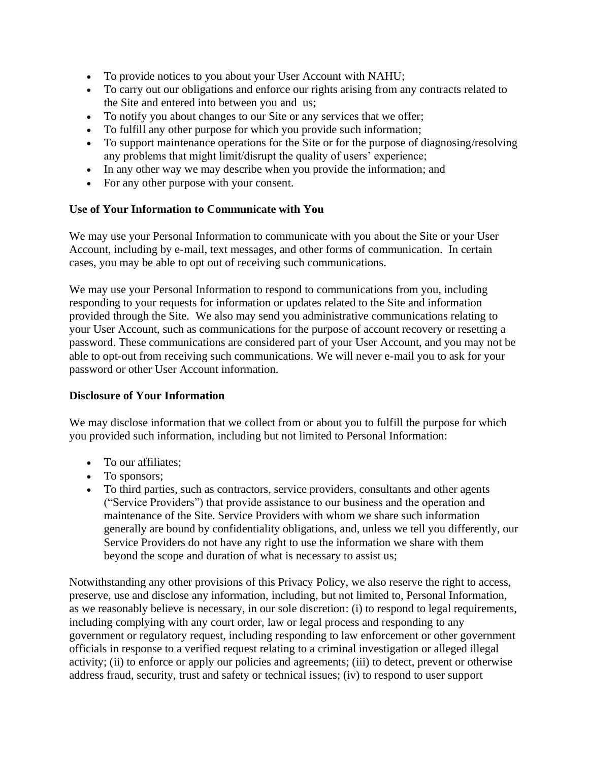- To provide notices to you about your User Account with NAHU;
- To carry out our obligations and enforce our rights arising from any contracts related to the Site and entered into between you and us;
- To notify you about changes to our Site or any services that we offer;
- To fulfill any other purpose for which you provide such information;
- To support maintenance operations for the Site or for the purpose of diagnosing/resolving any problems that might limit/disrupt the quality of users' experience;
- In any other way we may describe when you provide the information; and
- For any other purpose with your consent.

**Use of Your Information to Communicate with You**

We may use your Personal Information to communicate with you about the Site or your User Account, including by e-mail, text messages, and other forms of communication. In certain cases, you may be able to opt out of receiving such communications.

We may use your Personal Information to respond to communications from you, including responding to your requests for information or updates related to the Site and information provided through the Site. We also may send you administrative communications relating to your User Account, such as communications for the purpose of account recovery or resetting a password. These communications are considered part of your User Account, and you may not be able to opt-out from receiving such communications. We will never e-mail you to ask for your password or other User Account information.

**Disclosure of Your Information**

We may disclose information that we collect from or about you to fulfill the purpose for which you provided such information, including but not limited to Personal Information:

- To our affiliates;
- To sponsors;
- To third parties, such as contractors, service providers, consultants and other agents ("Service Providers") that provide assistance to our business and the operation and maintenance of the Site. Service Providers with whom we share such information generally are bound by confidentiality obligations, and, unless we tell you differently, our Service Providers do not have any right to use the information we share with them beyond the scope and duration of what is necessary to assist us;

Notwithstanding any other provisions of this Privacy Policy, we also reserve the right to access, preserve, use and disclose any information, including, but not limited to, Personal Information, as we reasonably believe is necessary, in our sole discretion: (i) to respond to legal requirements, including complying with any court order, law or legal process and responding to any government or regulatory request, including responding to law enforcement or other government officials in response to a verified request relating to a criminal investigation or alleged illegal activity; (ii) to enforce or apply our policies and agreements; (iii) to detect, prevent or otherwise address fraud, security, trust and safety or technical issues; (iv) to respond to user support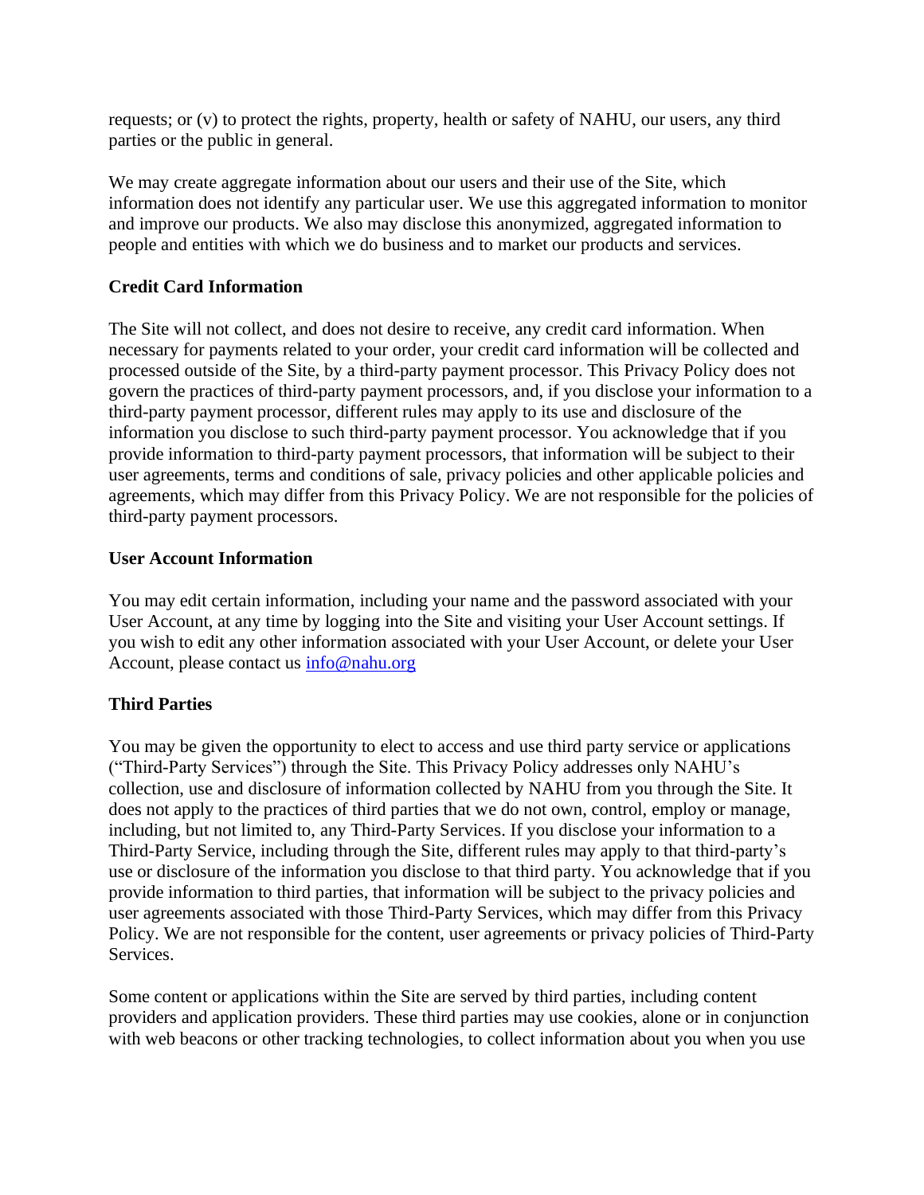requests; or (v) to protect the rights, property, health or safety of NAHU, our users, any third parties or the public in general.

We may create aggregate information about our users and their use of the Site, which information does not identify any particular user. We use this aggregated information to monitor and improve our products. We also may disclose this anonymized, aggregated information to people and entities with which we do business and to market our products and services.

**Credit Card Information**

The Site will not collect, and does not desire to receive, any credit card information. When necessary for payments related to your order, your credit card information will be collected and processed outside of the Site, by a third-party payment processor. This Privacy Policy does not govern the practices of third-party payment processors, and, if you disclose your information to a third-party payment processor, different rules may apply to its use and disclosure of the information you disclose to such third-party payment processor. You acknowledge that if you provide information to third-party payment processors, that information will be subject to their user agreements, terms and conditions of sale, privacy policies and other applicable policies and agreements, which may differ from this Privacy Policy. We are not responsible for the policies of third-party payment processors.

**User Account Information**

You may edit certain information, including your name and the password associated with your User Account, at any time by logging into the Site and visiting your User Account settings. If you wish to edit any other information associated with your User Account, or delete your User Account, please contact us [info@nahu.org](mailto:info@nahu.org)

**Third Parties**

You may be given the opportunity to elect to access and use third party service or applications ("Third-Party Services") through the Site. This Privacy Policy addresses only NAHU's collection, use and disclosure of information collected by NAHU from you through the Site. It does not apply to the practices of third parties that we do not own, control, employ or manage, including, but not limited to, any Third-Party Services. If you disclose your information to a Third-Party Service, including through the Site, different rules may apply to that third-party's use or disclosure of the information you disclose to that third party. You acknowledge that if you provide information to third parties, that information will be subject to the privacy policies and user agreements associated with those Third-Party Services, which may differ from this Privacy Policy. We are not responsible for the content, user agreements or privacy policies of Third-Party Services.

Some content or applications within the Site are served by third parties, including content providers and application providers. These third parties may use cookies, alone or in conjunction with web beacons or other tracking technologies, to collect information about you when you use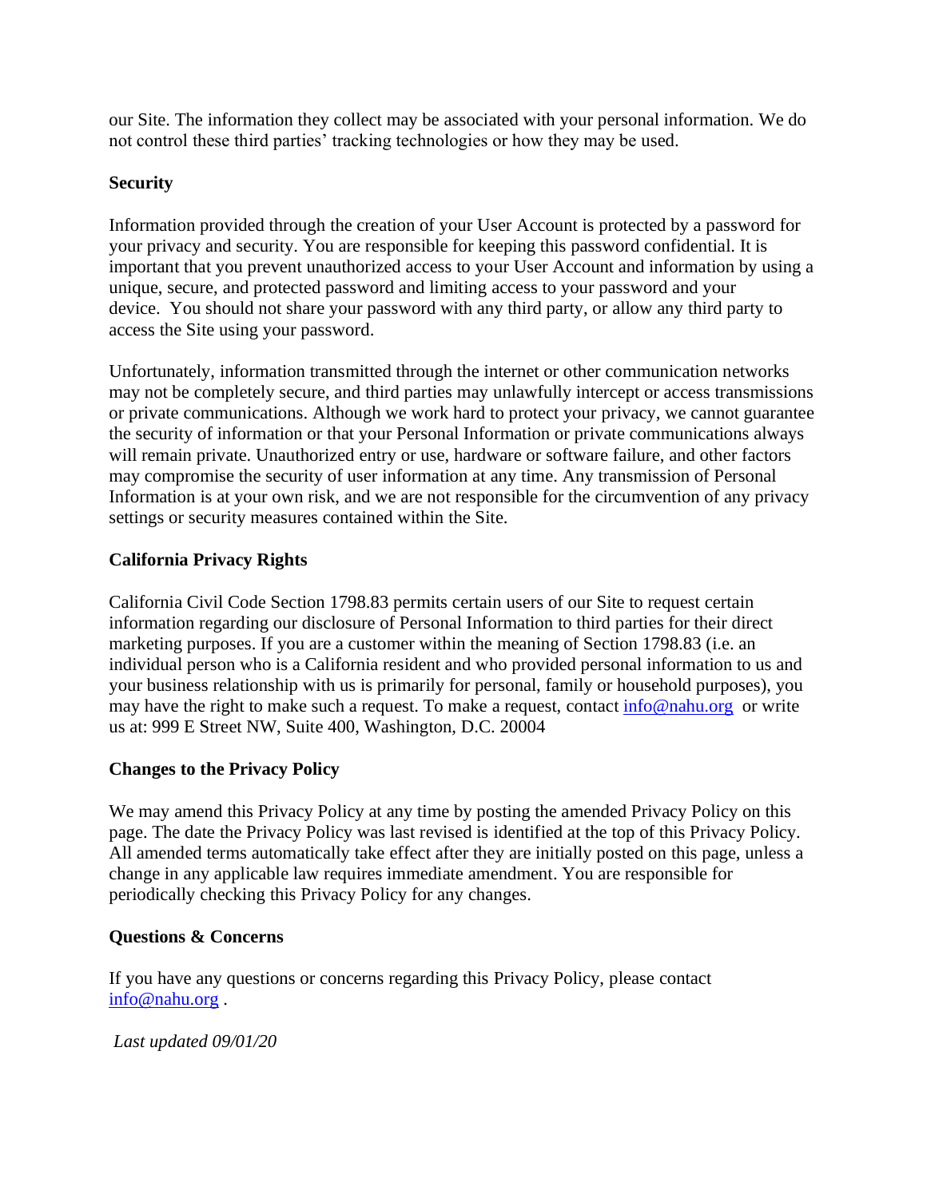our Site. The information they collect may be associated with your personal information. We do not control these third parties' tracking technologies or how they may be used.

**Security**

Information provided through the creation of your User Account is protected by a password for your privacy and security. You are responsible for keeping this password confidential. It is important that you prevent unauthorized access to your User Account and information by using a unique, secure, and protected password and limiting access to your password and your device.  You should not share your password with any third party, or allow any third party to access the Site using your password.

Unfortunately, information transmitted through the internet or other communication networks may not be completely secure, and third parties may unlawfully intercept or access transmissions or private communications. Although we work hard to protect your privacy, we cannot guarantee the security of information or that your Personal Information or private communications always will remain private. Unauthorized entry or use, hardware or software failure, and other factors may compromise the security of user information at any time. Any transmission of Personal Information is at your own risk, and we are not responsible for the circumvention of any privacy settings or security measures contained within the Site.

**California Privacy Rights**

California Civil Code Section 1798.83 permits certain users of our Site to request certain information regarding our disclosure of Personal Information to third parties for their direct marketing purposes. If you are a customer within the meaning of Section 1798.83 (i.e. an individual person who is a California resident and who provided personal information to us and your business relationship with us is primarily for personal, family or household purposes), you may have the right to make such a request. To make a request, contact [info@nahu.org](mailto:info@nahu.org) or write us at: 999 E Street NW, Suite 400, Washington, D.C. 20004

**Changes to the Privacy Policy**

We may amend this Privacy Policy at any time by posting the amended Privacy Policy on this page. The date the Privacy Policy was last revised is identified at the top of this Privacy Policy. All amended terms automatically take effect after they are initially posted on this page, unless a change in any applicable law requires immediate amendment. You are responsible for periodically checking this Privacy Policy for any changes.

**Questions & Concerns**

If you have any questions or concerns regarding this Privacy Policy, please contact [info@nahu.org](mailto:info@nahu.org) .

*Last updated 09/01/20*